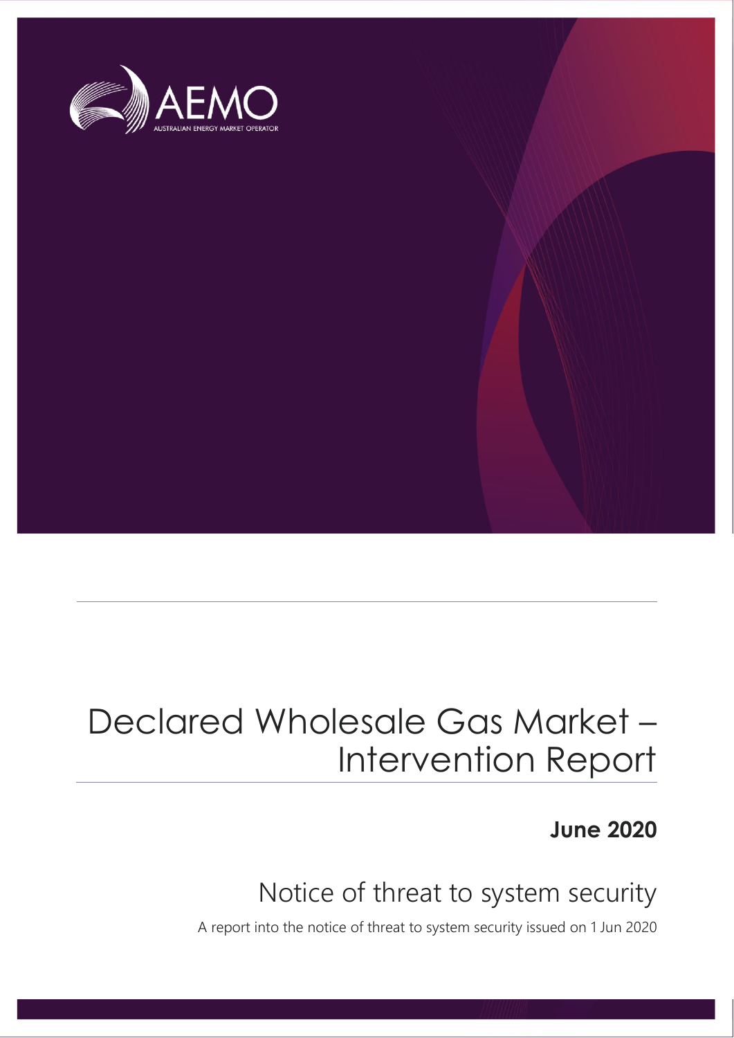AEMO

AUSTRALIAN ENERGY MARKET OPERATOR

# Declared Wholesale Gas Market – Intervention Report

**June 2020**

## Notice of threat to system security

A report into the notice of threat to system security issued on 1 Jun 2020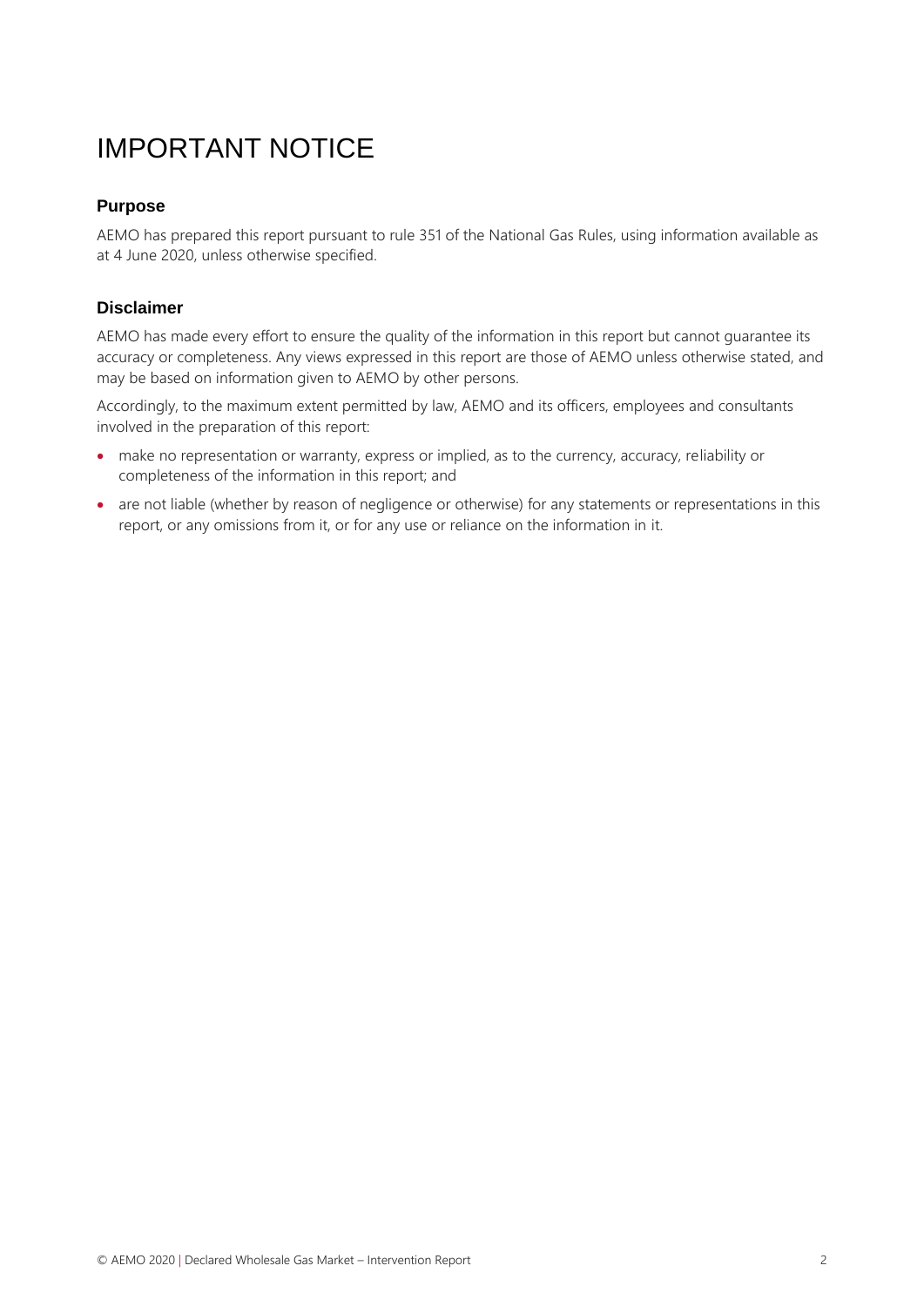# IMPORTANT NOTICE

## Purpose

AEMO has prepared this report pursuant to rule 351 of the National Gas Rules, using information available as at 4 June 2020, unless otherwise specified.

## Disclaimer

AEMO has made every effort to ensure the quality of the information in this report but cannot guarantee its accuracy or completeness. Any views expressed in this report are those of AEMO unless otherwise stated, and may be based on information given to AEMO by other persons.

Accordingly, to the maximum extent permitted by law, AEMO and its officers, employees and consultants involved in the preparation of this report:

- make no representation or warranty, express or implied, as to the currency, accuracy, reliability or completeness of the information in this report; and
- are not liable (whether by reason of negligence or otherwise) for any statements or representations in this report, or any omissions from it, or for any use or reliance on the information in it.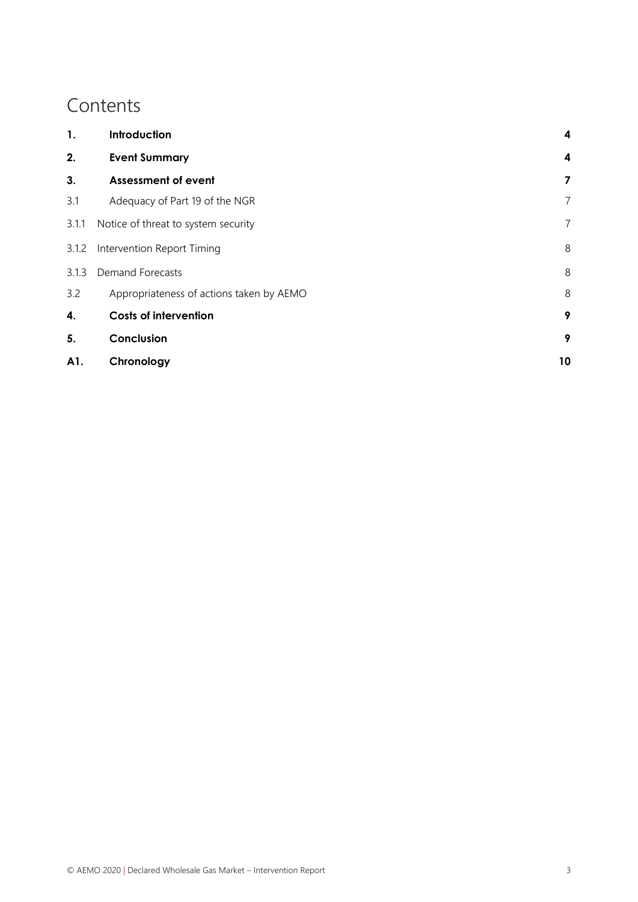# Contents

| | | |
|---|---|---|
| **1.** | **Introduction** | **4** |
| **2.** | **Event Summary** | **4** |
| **3.** | **Assessment of event** | **7** |
| 3.1 | Adequacy of Part 19 of the NGR | 7 |
| 3.1.1 | Notice of threat to system security | 7 |
| 3.1.2 | Intervention Report Timing | 8 |
| 3.1.3 | Demand Forecasts | 8 |
| 3.2 | Appropriateness of actions taken by AEMO | 8 |
| **4.** | **Costs of intervention** | **9** |
| **5.** | **Conclusion** | **9** |
| **A1.** | **Chronology** | **10** |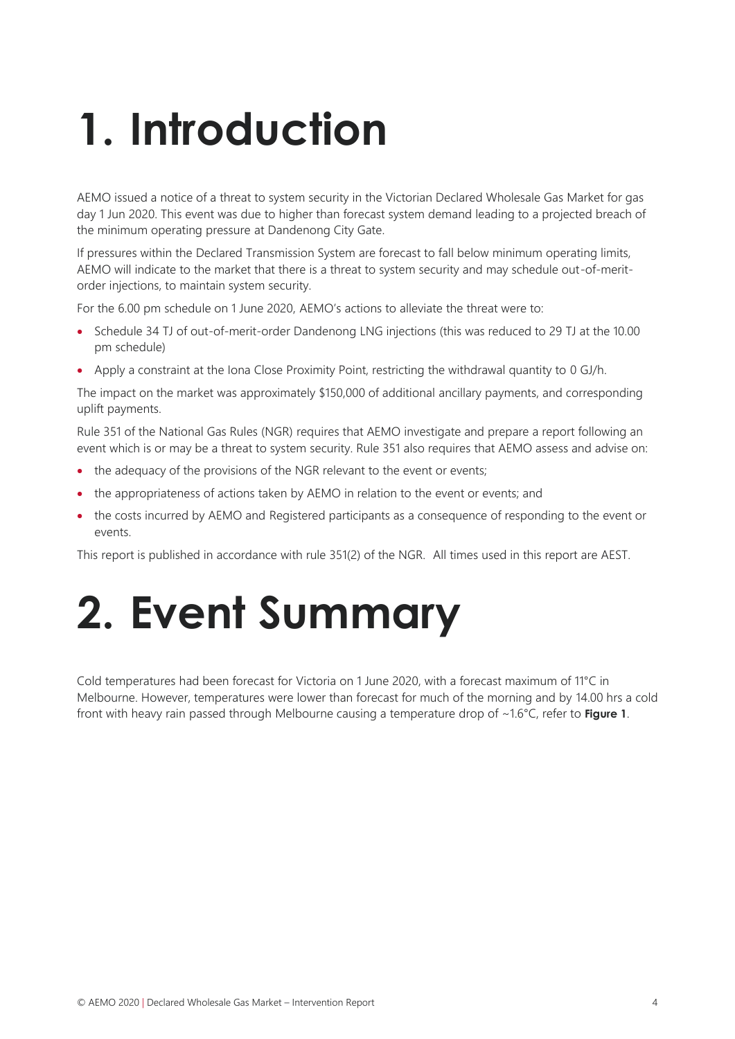# 1. Introduction

AEMO issued a notice of a threat to system security in the Victorian Declared Wholesale Gas Market for gas day 1 Jun 2020. This event was due to higher than forecast system demand leading to a projected breach of the minimum operating pressure at Dandenong City Gate.

If pressures within the Declared Transmission System are forecast to fall below minimum operating limits, AEMO will indicate to the market that there is a threat to system security and may schedule out-of-merit-order injections, to maintain system security.

For the 6.00 pm schedule on 1 June 2020, AEMO's actions to alleviate the threat were to:

- Schedule 34 TJ of out-of-merit-order Dandenong LNG injections (this was reduced to 29 TJ at the 10.00 pm schedule)
- Apply a constraint at the Iona Close Proximity Point, restricting the withdrawal quantity to 0 GJ/h.

The impact on the market was approximately $150,000 of additional ancillary payments, and corresponding uplift payments.

Rule 351 of the National Gas Rules (NGR) requires that AEMO investigate and prepare a report following an event which is or may be a threat to system security. Rule 351 also requires that AEMO assess and advise on:

- the adequacy of the provisions of the NGR relevant to the event or events;
- the appropriateness of actions taken by AEMO in relation to the event or events; and
- the costs incurred by AEMO and Registered participants as a consequence of responding to the event or events.

This report is published in accordance with rule 351(2) of the NGR. All times used in this report are AEST.

# 2. Event Summary

Cold temperatures had been forecast for Victoria on 1 June 2020, with a forecast maximum of 11°C in Melbourne. However, temperatures were lower than forecast for much of the morning and by 14.00 hrs a cold front with heavy rain passed through Melbourne causing a temperature drop of ~1.6°C, refer to **Figure 1**.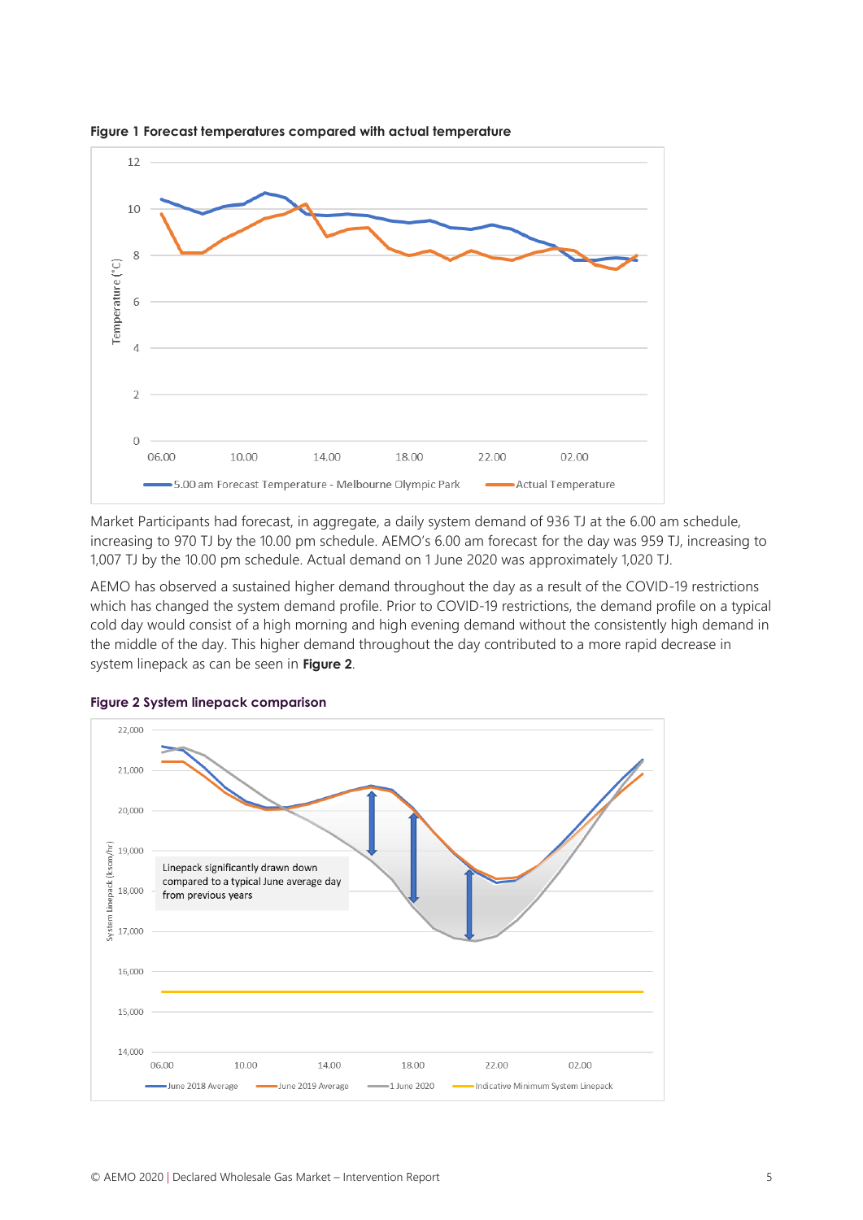**Figure 1 Forecast temperatures compared with actual temperature**

Market Participants had forecast, in aggregate, a daily system demand of 936 TJ at the 6.00 am schedule, increasing to 970 TJ by the 10.00 pm schedule. AEMO's 6.00 am forecast for the day was 959 TJ, increasing to 1,007 TJ by the 10.00 pm schedule. Actual demand on 1 June 2020 was approximately 1,020 TJ.

AEMO has observed a sustained higher demand throughout the day as a result of the COVID-19 restrictions which has changed the system demand profile. Prior to COVID-19 restrictions, the demand profile on a typical cold day would consist of a high morning and high evening demand without the consistently high demand in the middle of the day. This higher demand throughout the day contributed to a more rapid decrease in system linepack as can be seen in **Figure 2**.

**Figure 2 System linepack comparison**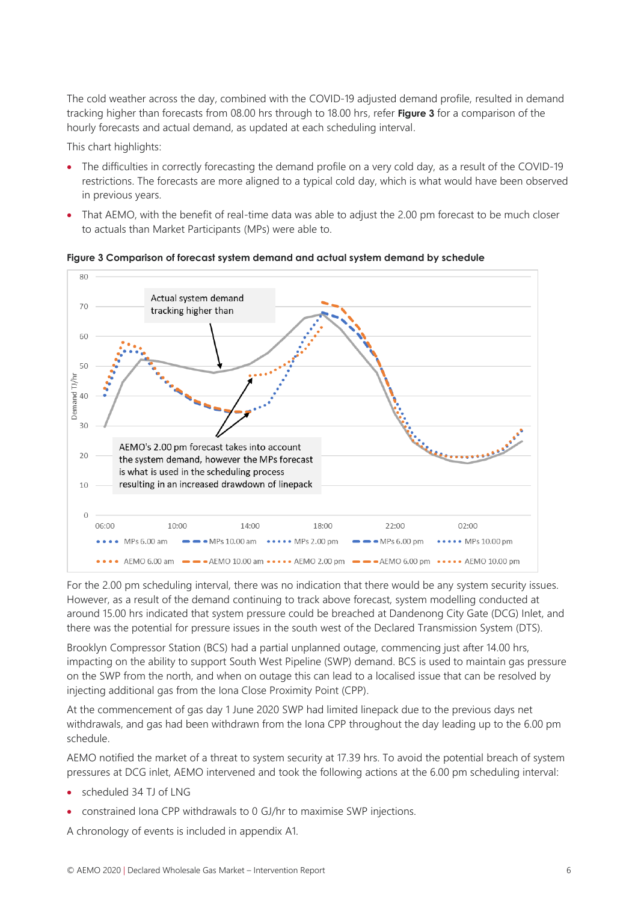The cold weather across the day, combined with the COVID-19 adjusted demand profile, resulted in demand tracking higher than forecasts from 08.00 hrs through to 18.00 hrs, refer **Figure 3** for a comparison of the hourly forecasts and actual demand, as updated at each scheduling interval.

This chart highlights:

- The difficulties in correctly forecasting the demand profile on a very cold day, as a result of the COVID-19 restrictions. The forecasts are more aligned to a typical cold day, which is what would have been observed in previous years.
- That AEMO, with the benefit of real-time data was able to adjust the 2.00 pm forecast to be much closer to actuals than Market Participants (MPs) were able to.

**Figure 3 Comparison of forecast system demand and actual system demand by schedule**

For the 2.00 pm scheduling interval, there was no indication that there would be any system security issues. However, as a result of the demand continuing to track above forecast, system modelling conducted at around 15.00 hrs indicated that system pressure could be breached at Dandenong City Gate (DCG) Inlet, and there was the potential for pressure issues in the south west of the Declared Transmission System (DTS).

Brooklyn Compressor Station (BCS) had a partial unplanned outage, commencing just after 14.00 hrs, impacting on the ability to support South West Pipeline (SWP) demand. BCS is used to maintain gas pressure on the SWP from the north, and when on outage this can lead to a localised issue that can be resolved by injecting additional gas from the Iona Close Proximity Point (CPP).

At the commencement of gas day 1 June 2020 SWP had limited linepack due to the previous days net withdrawals, and gas had been withdrawn from the Iona CPP throughout the day leading up to the 6.00 pm schedule.

AEMO notified the market of a threat to system security at 17.39 hrs. To avoid the potential breach of system pressures at DCG inlet, AEMO intervened and took the following actions at the 6.00 pm scheduling interval:

- scheduled 34 TJ of LNG
- constrained Iona CPP withdrawals to 0 GJ/hr to maximise SWP injections.

A chronology of events is included in appendix A1.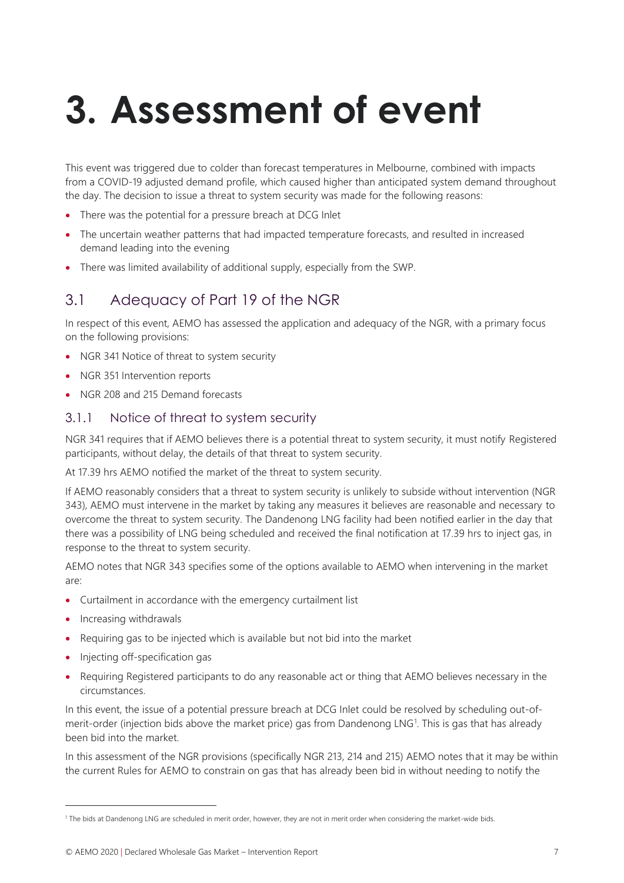# 3. Assessment of event

This event was triggered due to colder than forecast temperatures in Melbourne, combined with impacts from a COVID-19 adjusted demand profile, which caused higher than anticipated system demand throughout the day. The decision to issue a threat to system security was made for the following reasons:

- There was the potential for a pressure breach at DCG Inlet
- The uncertain weather patterns that had impacted temperature forecasts, and resulted in increased demand leading into the evening
- There was limited availability of additional supply, especially from the SWP.

## 3.1 Adequacy of Part 19 of the NGR

In respect of this event, AEMO has assessed the application and adequacy of the NGR, with a primary focus on the following provisions:

- NGR 341 Notice of threat to system security
- NGR 351 Intervention reports
- NGR 208 and 215 Demand forecasts

### 3.1.1 Notice of threat to system security

NGR 341 requires that if AEMO believes there is a potential threat to system security, it must notify Registered participants, without delay, the details of that threat to system security.

At 17.39 hrs AEMO notified the market of the threat to system security.

If AEMO reasonably considers that a threat to system security is unlikely to subside without intervention (NGR 343), AEMO must intervene in the market by taking any measures it believes are reasonable and necessary to overcome the threat to system security. The Dandenong LNG facility had been notified earlier in the day that there was a possibility of LNG being scheduled and received the final notification at 17.39 hrs to inject gas, in response to the threat to system security.

AEMO notes that NGR 343 specifies some of the options available to AEMO when intervening in the market are:

- Curtailment in accordance with the emergency curtailment list
- Increasing withdrawals
- Requiring gas to be injected which is available but not bid into the market
- Injecting off-specification gas
- Requiring Registered participants to do any reasonable act or thing that AEMO believes necessary in the circumstances.

In this event, the issue of a potential pressure breach at DCG Inlet could be resolved by scheduling out-of-merit-order (injection bids above the market price) gas from Dandenong LNG[1]. This is gas that has already been bid into the market.

In this assessment of the NGR provisions (specifically NGR 213, 214 and 215) AEMO notes that it may be within the current Rules for AEMO to constrain on gas that has already been bid in without needing to notify the

[1] The bids at Dandenong LNG are scheduled in merit order, however, they are not in merit order when considering the market-wide bids.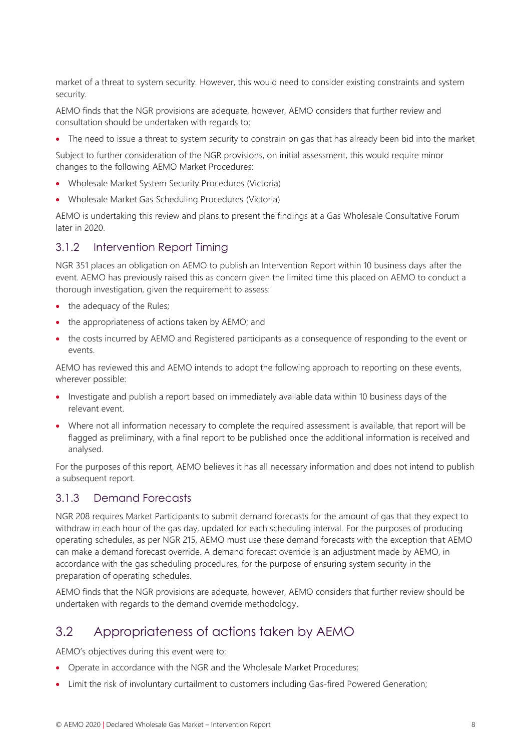market of a threat to system security. However, this would need to consider existing constraints and system security.

AEMO finds that the NGR provisions are adequate, however, AEMO considers that further review and consultation should be undertaken with regards to:

- The need to issue a threat to system security to constrain on gas that has already been bid into the market

Subject to further consideration of the NGR provisions, on initial assessment, this would require minor changes to the following AEMO Market Procedures:

- Wholesale Market System Security Procedures (Victoria)
- Wholesale Market Gas Scheduling Procedures (Victoria)

AEMO is undertaking this review and plans to present the findings at a Gas Wholesale Consultative Forum later in 2020.

### 3.1.2 Intervention Report Timing

NGR 351 places an obligation on AEMO to publish an Intervention Report within 10 business days after the event. AEMO has previously raised this as concern given the limited time this placed on AEMO to conduct a thorough investigation, given the requirement to assess:

- the adequacy of the Rules;
- the appropriateness of actions taken by AEMO; and
- the costs incurred by AEMO and Registered participants as a consequence of responding to the event or events.

AEMO has reviewed this and AEMO intends to adopt the following approach to reporting on these events, wherever possible:

- Investigate and publish a report based on immediately available data within 10 business days of the relevant event.
- Where not all information necessary to complete the required assessment is available, that report will be flagged as preliminary, with a final report to be published once the additional information is received and analysed.

For the purposes of this report, AEMO believes it has all necessary information and does not intend to publish a subsequent report.

### 3.1.3 Demand Forecasts

NGR 208 requires Market Participants to submit demand forecasts for the amount of gas that they expect to withdraw in each hour of the gas day, updated for each scheduling interval. For the purposes of producing operating schedules, as per NGR 215, AEMO must use these demand forecasts with the exception that AEMO can make a demand forecast override. A demand forecast override is an adjustment made by AEMO, in accordance with the gas scheduling procedures, for the purpose of ensuring system security in the preparation of operating schedules.

AEMO finds that the NGR provisions are adequate, however, AEMO considers that further review should be undertaken with regards to the demand override methodology.

## 3.2 Appropriateness of actions taken by AEMO

AEMO's objectives during this event were to:

- Operate in accordance with the NGR and the Wholesale Market Procedures;
- Limit the risk of involuntary curtailment to customers including Gas-fired Powered Generation;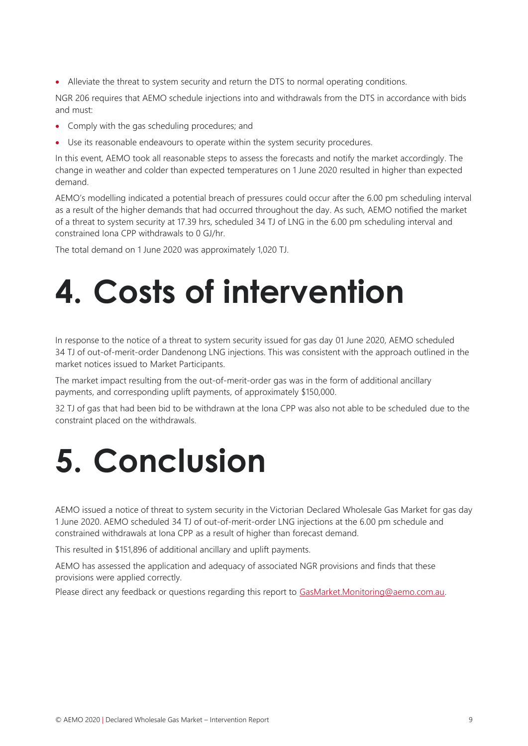- Alleviate the threat to system security and return the DTS to normal operating conditions.

NGR 206 requires that AEMO schedule injections into and withdrawals from the DTS in accordance with bids and must:

- Comply with the gas scheduling procedures; and
- Use its reasonable endeavours to operate within the system security procedures.

In this event, AEMO took all reasonable steps to assess the forecasts and notify the market accordingly. The change in weather and colder than expected temperatures on 1 June 2020 resulted in higher than expected demand.

AEMO's modelling indicated a potential breach of pressures could occur after the 6.00 pm scheduling interval as a result of the higher demands that had occurred throughout the day. As such, AEMO notified the market of a threat to system security at 17.39 hrs, scheduled 34 TJ of LNG in the 6.00 pm scheduling interval and constrained Iona CPP withdrawals to 0 GJ/hr.

The total demand on 1 June 2020 was approximately 1,020 TJ.

# 4. Costs of intervention

In response to the notice of a threat to system security issued for gas day 01 June 2020, AEMO scheduled 34 TJ of out-of-merit-order Dandenong LNG injections. This was consistent with the approach outlined in the market notices issued to Market Participants.

The market impact resulting from the out-of-merit-order gas was in the form of additional ancillary payments, and corresponding uplift payments, of approximately $150,000.

32 TJ of gas that had been bid to be withdrawn at the Iona CPP was also not able to be scheduled due to the constraint placed on the withdrawals.

# 5. Conclusion

AEMO issued a notice of threat to system security in the Victorian Declared Wholesale Gas Market for gas day 1 June 2020. AEMO scheduled 34 TJ of out-of-merit-order LNG injections at the 6.00 pm schedule and constrained withdrawals at Iona CPP as a result of higher than forecast demand.

This resulted in $151,896 of additional ancillary and uplift payments.

AEMO has assessed the application and adequacy of associated NGR provisions and finds that these provisions were applied correctly.

Please direct any feedback or questions regarding this report to GasMarket.Monitoring@aemo.com.au.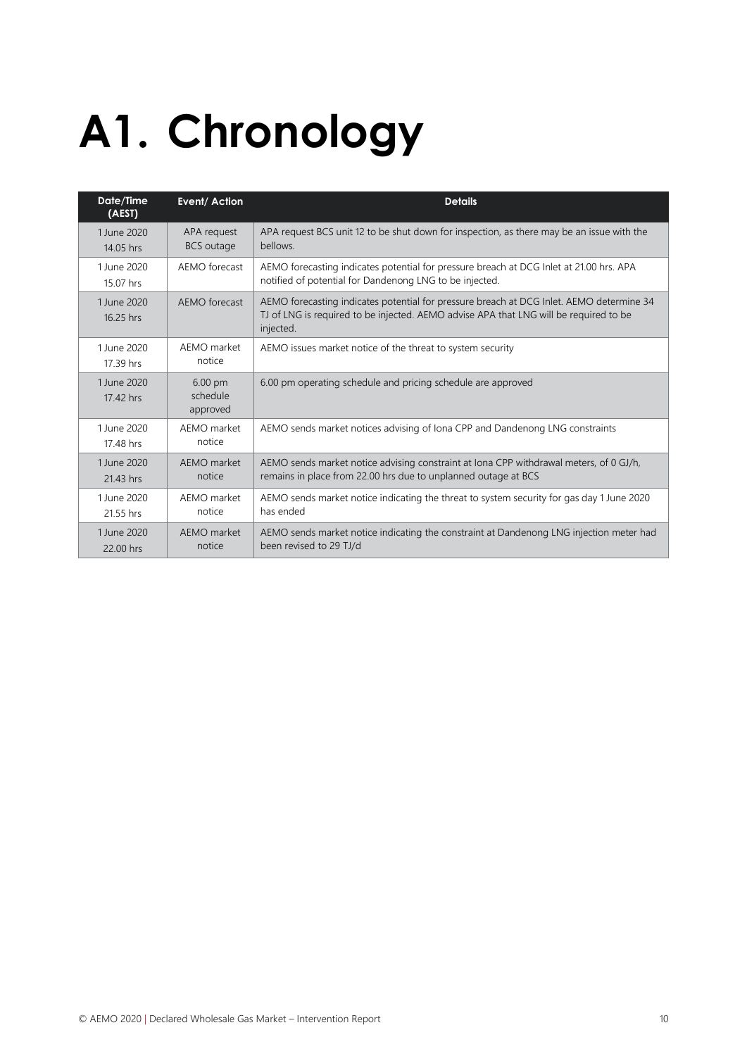# A1. Chronology

| Date/Time (AEST) | Event/ Action | Details |
| --- | --- | --- |
| 1 June 2020 14.05 hrs | APA request BCS outage | APA request BCS unit 12 to be shut down for inspection, as there may be an issue with the bellows. |
| 1 June 2020 15.07 hrs | AEMO forecast | AEMO forecasting indicates potential for pressure breach at DCG Inlet at 21.00 hrs. APA notified of potential for Dandenong LNG to be injected. |
| 1 June 2020 16.25 hrs | AEMO forecast | AEMO forecasting indicates potential for pressure breach at DCG Inlet. AEMO determine 34 TJ of LNG is required to be injected. AEMO advise APA that LNG will be required to be injected. |
| 1 June 2020 17.39 hrs | AEMO market notice | AEMO issues market notice of the threat to system security |
| 1 June 2020 17.42 hrs | 6.00 pm schedule approved | 6.00 pm operating schedule and pricing schedule are approved |
| 1 June 2020 17.48 hrs | AEMO market notice | AEMO sends market notices advising of Iona CPP and Dandenong LNG constraints |
| 1 June 2020 21.43 hrs | AEMO market notice | AEMO sends market notice advising constraint at Iona CPP withdrawal meters, of 0 GJ/h, remains in place from 22.00 hrs due to unplanned outage at BCS |
| 1 June 2020 21.55 hrs | AEMO market notice | AEMO sends market notice indicating the threat to system security for gas day 1 June 2020 has ended |
| 1 June 2020 22.00 hrs | AEMO market notice | AEMO sends market notice indicating the constraint at Dandenong LNG injection meter had been revised to 29 TJ/d |